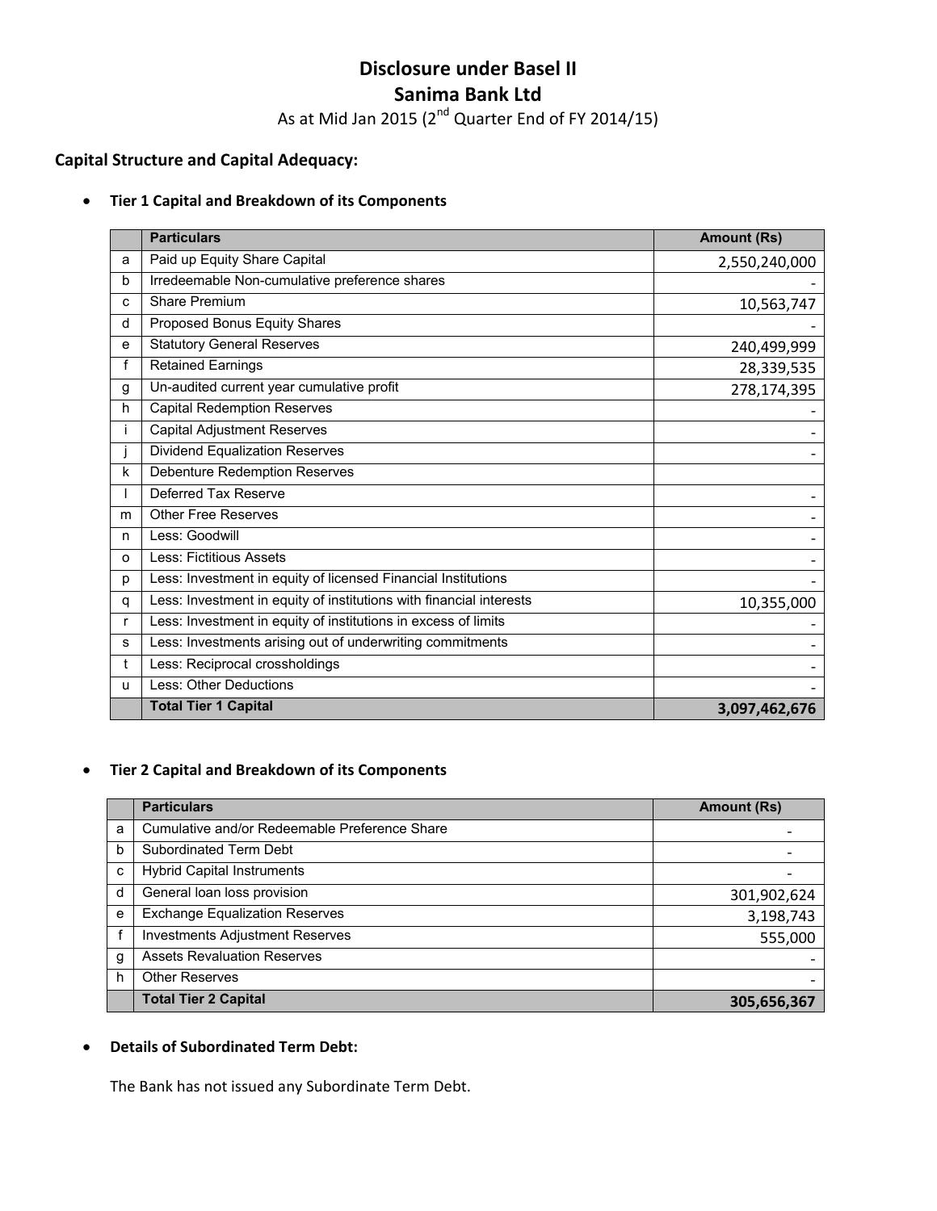# Disclosure under Basel II
# Sanima Bank Ltd

As at Mid Jan 2015 (2nd Quarter End of FY 2014/15)

## Capital Structure and Capital Adequacy:

- **Tier 1 Capital and Breakdown of its Components**

| | Particulars | Amount (Rs) |
|---|---|---|
| a | Paid up Equity Share Capital | 2,550,240,000 |
| b | Irredeemable Non-cumulative preference shares | - |
| c | Share Premium | 10,563,747 |
| d | Proposed Bonus Equity Shares | - |
| e | Statutory General Reserves | 240,499,999 |
| f | Retained Earnings | 28,339,535 |
| g | Un-audited current year cumulative profit | 278,174,395 |
| h | Capital Redemption Reserves | - |
| i | Capital Adjustment Reserves | - |
| j | Dividend Equalization Reserves | - |
| k | Debenture Redemption Reserves | |
| l | Deferred Tax Reserve | - |
| m | Other Free Reserves | - |
| n | Less: Goodwill | - |
| o | Less: Fictitious Assets | - |
| p | Less: Investment in equity of licensed Financial Institutions | - |
| q | Less: Investment in equity of institutions with financial interests | 10,355,000 |
| r | Less: Investment in equity of institutions in excess of limits | - |
| s | Less: Investments arising out of underwriting commitments | - |
| t | Less: Reciprocal crossholdings | - |
| u | Less: Other Deductions | - |
| | **Total Tier 1 Capital** | **3,097,462,676** |

- **Tier 2 Capital and Breakdown of its Components**

| | Particulars | Amount (Rs) |
|---|---|---|
| a | Cumulative and/or Redeemable Preference Share | - |
| b | Subordinated Term Debt | - |
| c | Hybrid Capital Instruments | - |
| d | General loan loss provision | 301,902,624 |
| e | Exchange Equalization Reserves | 3,198,743 |
| f | Investments Adjustment Reserves | 555,000 |
| g | Assets Revaluation Reserves | - |
| h | Other Reserves | - |
| | **Total Tier 2 Capital** | **305,656,367** |

- **Details of Subordinated Term Debt:**

  The Bank has not issued any Subordinate Term Debt.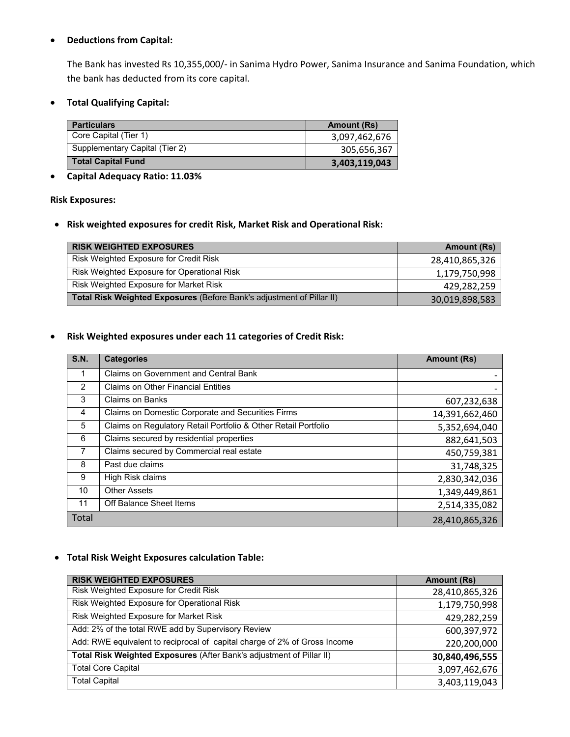- **Deductions from Capital:**

  The Bank has invested Rs 10,355,000/- in Sanima Hydro Power, Sanima Insurance and Sanima Foundation, which the bank has deducted from its core capital.

- **Total Qualifying Capital:**

| Particulars | Amount (Rs) |
|---|---|
| Core Capital (Tier 1) | 3,097,462,676 |
| Supplementary Capital (Tier 2) | 305,656,367 |
| **Total Capital Fund** | **3,403,119,043** |

- **Capital Adequacy Ratio: 11.03%**

**Risk Exposures:**

- **Risk weighted exposures for credit Risk, Market Risk and Operational Risk:**

| RISK WEIGHTED EXPOSURES | Amount (Rs) |
|---|---|
| Risk Weighted Exposure for Credit Risk | 28,410,865,326 |
| Risk Weighted Exposure for Operational Risk | 1,179,750,998 |
| Risk Weighted Exposure for Market Risk | 429,282,259 |
| **Total Risk Weighted Exposures** (Before Bank's adjustment of Pillar II) | 30,019,898,583 |

- **Risk Weighted exposures under each 11 categories of Credit Risk:**

| S.N. | Categories | Amount (Rs) |
|---|---|---|
| 1 | Claims on Government and Central Bank | - |
| 2 | Claims on Other Financial Entities | - |
| 3 | Claims on Banks | 607,232,638 |
| 4 | Claims on Domestic Corporate and Securities Firms | 14,391,662,460 |
| 5 | Claims on Regulatory Retail Portfolio & Other Retail Portfolio | 5,352,694,040 |
| 6 | Claims secured by residential properties | 882,641,503 |
| 7 | Claims secured by Commercial real estate | 450,759,381 |
| 8 | Past due claims | 31,748,325 |
| 9 | High Risk claims | 2,830,342,036 |
| 10 | Other Assets | 1,349,449,861 |
| 11 | Off Balance Sheet Items | 2,514,335,082 |
| Total | | 28,410,865,326 |

- **Total Risk Weight Exposures calculation Table:**

| RISK WEIGHTED EXPOSURES | Amount (Rs) |
|---|---|
| Risk Weighted Exposure for Credit Risk | 28,410,865,326 |
| Risk Weighted Exposure for Operational Risk | 1,179,750,998 |
| Risk Weighted Exposure for Market Risk | 429,282,259 |
| Add: 2% of the total RWE add by Supervisory Review | 600,397,972 |
| Add: RWE equivalent to reciprocal of capital charge of 2% of Gross Income | 220,200,000 |
| **Total Risk Weighted Exposures** (After Bank's adjustment of Pillar II) | **30,840,496,555** |
| Total Core Capital | 3,097,462,676 |
| Total Capital | 3,403,119,043 |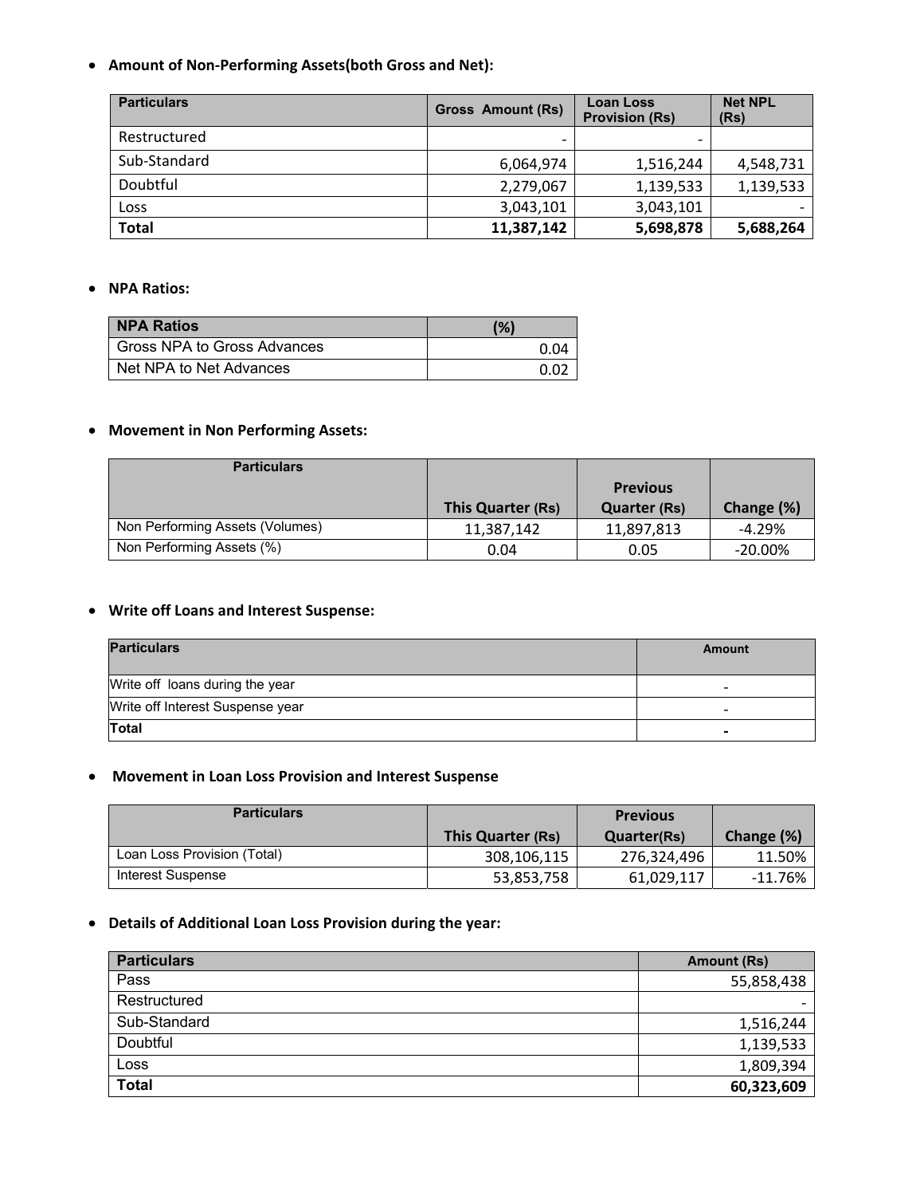- **Amount of Non-Performing Assets(both Gross and Net):**

| Particulars | Gross Amount (Rs) | Loan Loss Provision (Rs) | Net NPL (Rs) |
|---|---|---|---|
| Restructured | - | - | |
| Sub-Standard | 6,064,974 | 1,516,244 | 4,548,731 |
| Doubtful | 2,279,067 | 1,139,533 | 1,139,533 |
| Loss | 3,043,101 | 3,043,101 | - |
| **Total** | **11,387,142** | **5,698,878** | **5,688,264** |

- **NPA Ratios:**

| NPA Ratios | (%) |
|---|---|
| Gross NPA to Gross Advances | 0.04 |
| Net NPA to Net Advances | 0.02 |

- **Movement in Non Performing Assets:**

| Particulars | This Quarter (Rs) | Previous Quarter (Rs) | Change (%) |
|---|---|---|---|
| Non Performing Assets (Volumes) | 11,387,142 | 11,897,813 | -4.29% |
| Non Performing Assets (%) | 0.04 | 0.05 | -20.00% |

- **Write off Loans and Interest Suspense:**

| Particulars | Amount |
|---|---|
| Write off loans during the year | - |
| Write off Interest Suspense year | - |
| **Total** | **-** |

- **Movement in Loan Loss Provision and Interest Suspense**

| Particulars | This Quarter (Rs) | Previous Quarter(Rs) | Change (%) |
|---|---|---|---|
| Loan Loss Provision (Total) | 308,106,115 | 276,324,496 | 11.50% |
| Interest Suspense | 53,853,758 | 61,029,117 | -11.76% |

- **Details of Additional Loan Loss Provision during the year:**

| Particulars | Amount (Rs) |
|---|---|
| Pass | 55,858,438 |
| Restructured | - |
| Sub-Standard | 1,516,244 |
| Doubtful | 1,139,533 |
| Loss | 1,809,394 |
| **Total** | **60,323,609** |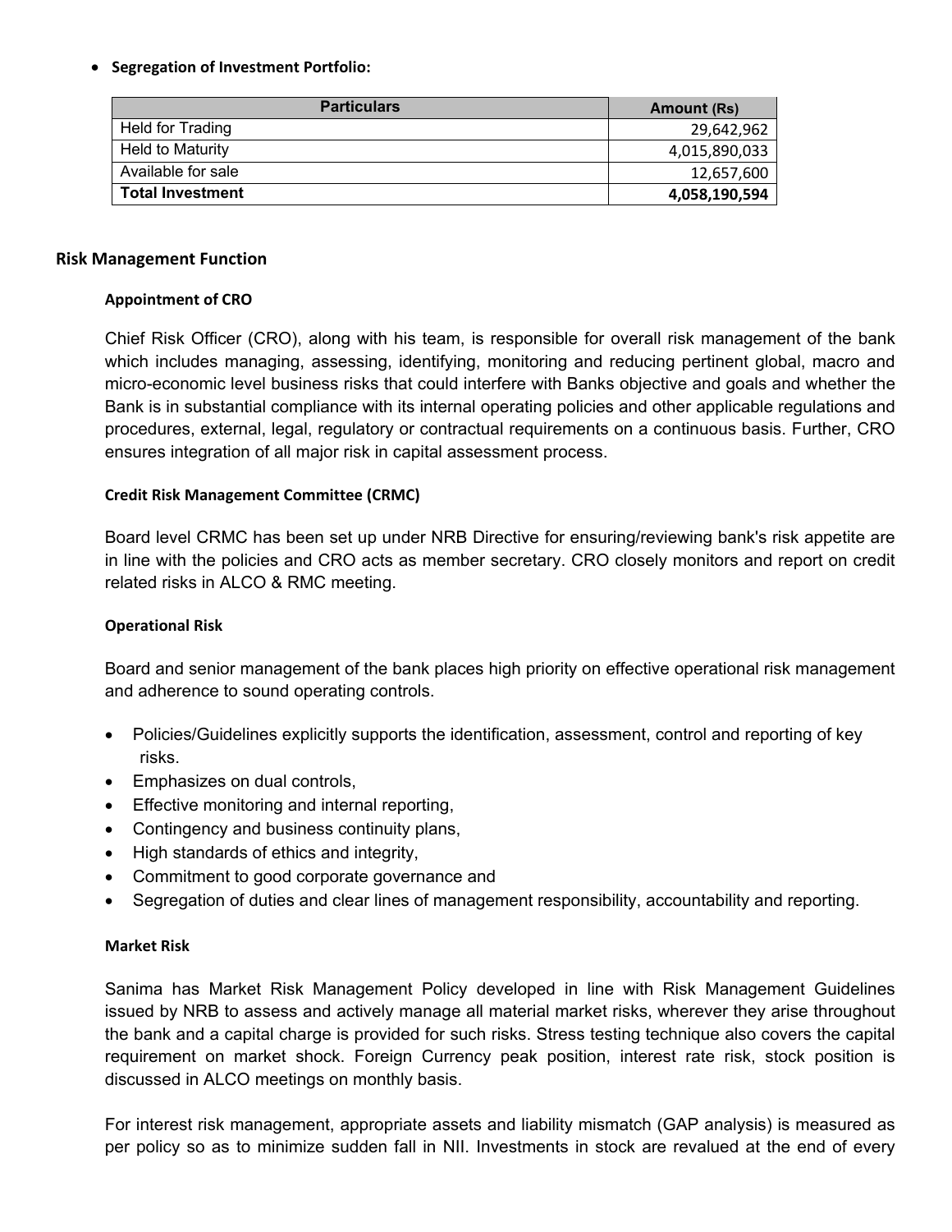- **Segregation of Investment Portfolio:**

| Particulars | Amount (Rs) |
| --- | --- |
| Held for Trading | 29,642,962 |
| Held to Maturity | 4,015,890,033 |
| Available for sale | 12,657,600 |
| **Total Investment** | **4,058,190,594** |

## Risk Management Function

### Appointment of CRO

Chief Risk Officer (CRO), along with his team, is responsible for overall risk management of the bank which includes managing, assessing, identifying, monitoring and reducing pertinent global, macro and micro-economic level business risks that could interfere with Banks objective and goals and whether the Bank is in substantial compliance with its internal operating policies and other applicable regulations and procedures, external, legal, regulatory or contractual requirements on a continuous basis. Further, CRO ensures integration of all major risk in capital assessment process.

### Credit Risk Management Committee (CRMC)

Board level CRMC has been set up under NRB Directive for ensuring/reviewing bank's risk appetite are in line with the policies and CRO acts as member secretary. CRO closely monitors and report on credit related risks in ALCO & RMC meeting.

### Operational Risk

Board and senior management of the bank places high priority on effective operational risk management and adherence to sound operating controls.

- Policies/Guidelines explicitly supports the identification, assessment, control and reporting of key risks.
- Emphasizes on dual controls,
- Effective monitoring and internal reporting,
- Contingency and business continuity plans,
- High standards of ethics and integrity,
- Commitment to good corporate governance and
- Segregation of duties and clear lines of management responsibility, accountability and reporting.

### Market Risk

Sanima has Market Risk Management Policy developed in line with Risk Management Guidelines issued by NRB to assess and actively manage all material market risks, wherever they arise throughout the bank and a capital charge is provided for such risks. Stress testing technique also covers the capital requirement on market shock. Foreign Currency peak position, interest rate risk, stock position is discussed in ALCO meetings on monthly basis.

For interest risk management, appropriate assets and liability mismatch (GAP analysis) is measured as per policy so as to minimize sudden fall in NII. Investments in stock are revalued at the end of every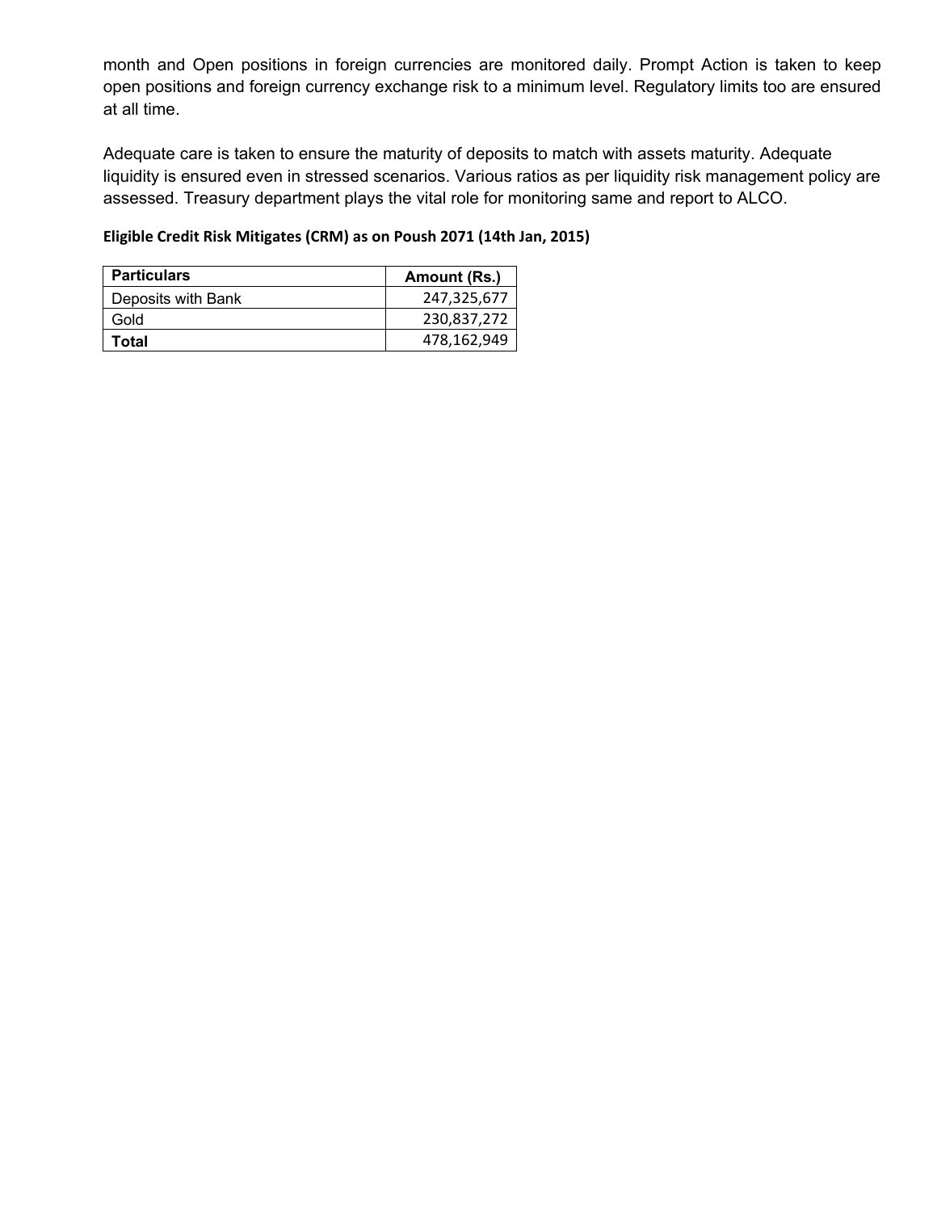month and Open positions in foreign currencies are monitored daily. Prompt Action is taken to keep open positions and foreign currency exchange risk to a minimum level. Regulatory limits too are ensured at all time.

Adequate care is taken to ensure the maturity of deposits to match with assets maturity. Adequate liquidity is ensured even in stressed scenarios. Various ratios as per liquidity risk management policy are assessed. Treasury department plays the vital role for monitoring same and report to ALCO.

**Eligible Credit Risk Mitigates (CRM) as on Poush 2071 (14th Jan, 2015)**

| Particulars | Amount (Rs.) |
|---|---|
| Deposits with Bank | 247,325,677 |
| Gold | 230,837,272 |
| **Total** | 478,162,949 |